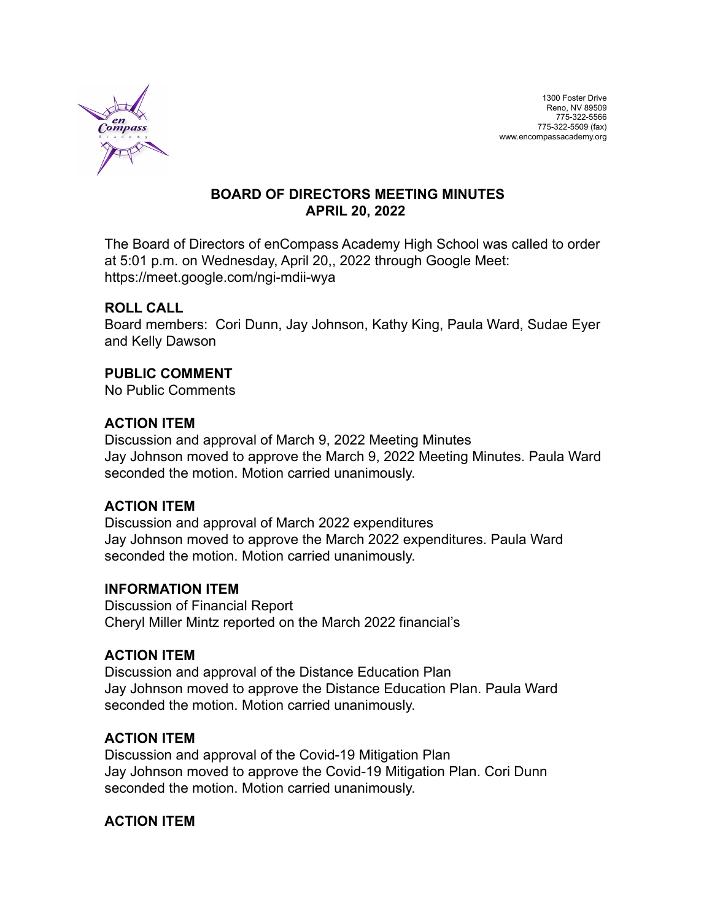1300 Foster Drive
Reno, NV 89509
775-322-5566
775-322-5509 (fax)
www.encompassacademy.org

## BOARD OF DIRECTORS MEETING MINUTES
## APRIL 20, 2022

The Board of Directors of enCompass Academy High School was called to order at 5:01 p.m. on Wednesday, April 20,, 2022 through Google Meet: https://meet.google.com/ngi-mdii-wya

**ROLL CALL**
Board members: Cori Dunn, Jay Johnson, Kathy King, Paula Ward, Sudae Eyer and Kelly Dawson

**PUBLIC COMMENT**
No Public Comments

**ACTION ITEM**
Discussion and approval of March 9, 2022 Meeting Minutes
Jay Johnson moved to approve the March 9, 2022 Meeting Minutes. Paula Ward seconded the motion. Motion carried unanimously.

**ACTION ITEM**
Discussion and approval of March 2022 expenditures
Jay Johnson moved to approve the March 2022 expenditures. Paula Ward seconded the motion. Motion carried unanimously.

**INFORMATION ITEM**
Discussion of Financial Report
Cheryl Miller Mintz reported on the March 2022 financial's

**ACTION ITEM**
Discussion and approval of the Distance Education Plan
Jay Johnson moved to approve the Distance Education Plan. Paula Ward seconded the motion. Motion carried unanimously.

**ACTION ITEM**
Discussion and approval of the Covid-19 Mitigation Plan
Jay Johnson moved to approve the Covid-19 Mitigation Plan. Cori Dunn seconded the motion. Motion carried unanimously.

**ACTION ITEM**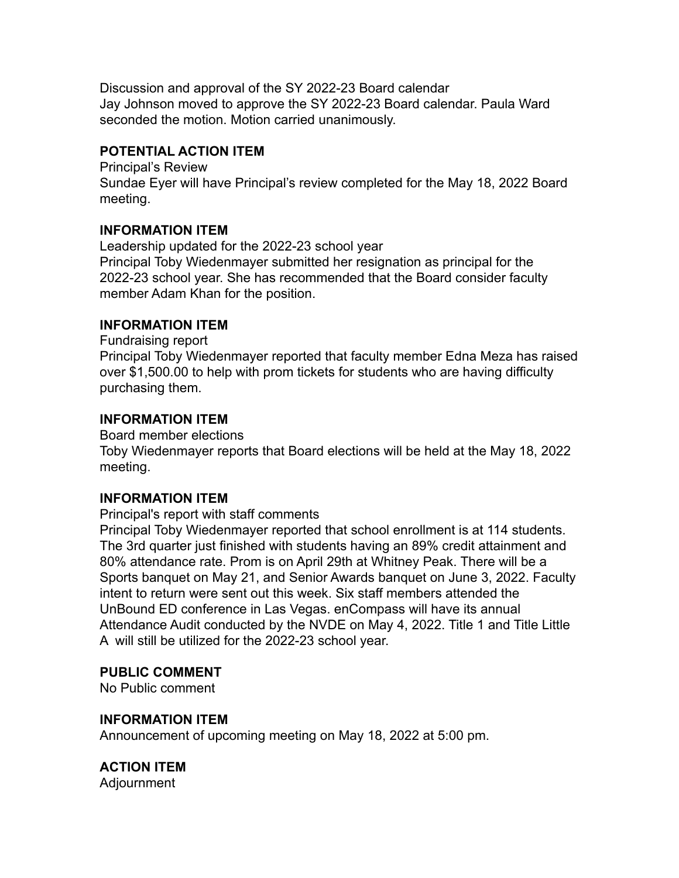Discussion and approval of the SY 2022-23 Board calendar
Jay Johnson moved to approve the SY 2022-23 Board calendar. Paula Ward seconded the motion. Motion carried unanimously.

**POTENTIAL ACTION ITEM**
Principal's Review
Sundae Eyer will have Principal's review completed for the May 18, 2022 Board meeting.

**INFORMATION ITEM**
Leadership updated for the 2022-23 school year
Principal Toby Wiedenmayer submitted her resignation as principal for the 2022-23 school year. She has recommended that the Board consider faculty member Adam Khan for the position.

**INFORMATION ITEM**
Fundraising report
Principal Toby Wiedenmayer reported that faculty member Edna Meza has raised over $1,500.00 to help with prom tickets for students who are having difficulty purchasing them.

**INFORMATION ITEM**
Board member elections
Toby Wiedenmayer reports that Board elections will be held at the May 18, 2022 meeting.

**INFORMATION ITEM**
Principal's report with staff comments
Principal Toby Wiedenmayer reported that school enrollment is at 114 students. The 3rd quarter just finished with students having an 89% credit attainment and 80% attendance rate. Prom is on April 29th at Whitney Peak. There will be a Sports banquet on May 21, and Senior Awards banquet on June 3, 2022. Faculty intent to return were sent out this week. Six staff members attended the UnBound ED conference in Las Vegas. enCompass will have its annual Attendance Audit conducted by the NVDE on May 4, 2022. Title 1 and Title Little A will still be utilized for the 2022-23 school year.

**PUBLIC COMMENT**
No Public comment

**INFORMATION ITEM**
Announcement of upcoming meeting on May 18, 2022 at 5:00 pm.

**ACTION ITEM**
Adjournment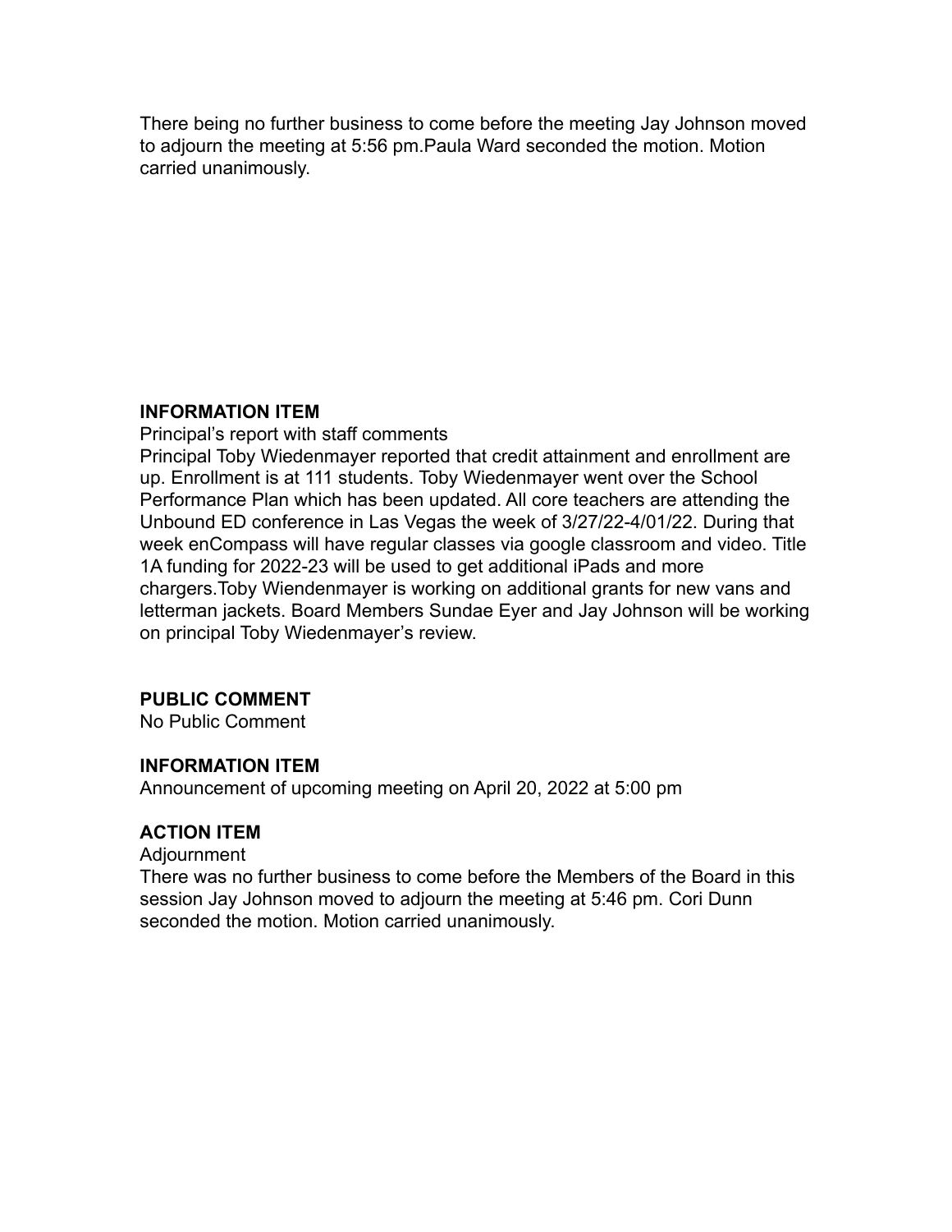There being no further business to come before the meeting Jay Johnson moved to adjourn the meeting at 5:56 pm.Paula Ward seconded the motion. Motion carried unanimously.

**INFORMATION ITEM**

Principal's report with staff comments

Principal Toby Wiedenmayer reported that credit attainment and enrollment are up. Enrollment is at 111 students. Toby Wiedenmayer went over the School Performance Plan which has been updated. All core teachers are attending the Unbound ED conference in Las Vegas the week of 3/27/22-4/01/22. During that week enCompass will have regular classes via google classroom and video. Title 1A funding for 2022-23 will be used to get additional iPads and more chargers.Toby Wiendenmayer is working on additional grants for new vans and letterman jackets. Board Members Sundae Eyer and Jay Johnson will be working on principal Toby Wiedenmayer's review.

**PUBLIC COMMENT**

No Public Comment

**INFORMATION ITEM**

Announcement of upcoming meeting on April 20, 2022 at 5:00 pm

**ACTION ITEM**

Adjournment

There was no further business to come before the Members of the Board in this session Jay Johnson moved to adjourn the meeting at 5:46 pm. Cori Dunn seconded the motion. Motion carried unanimously.